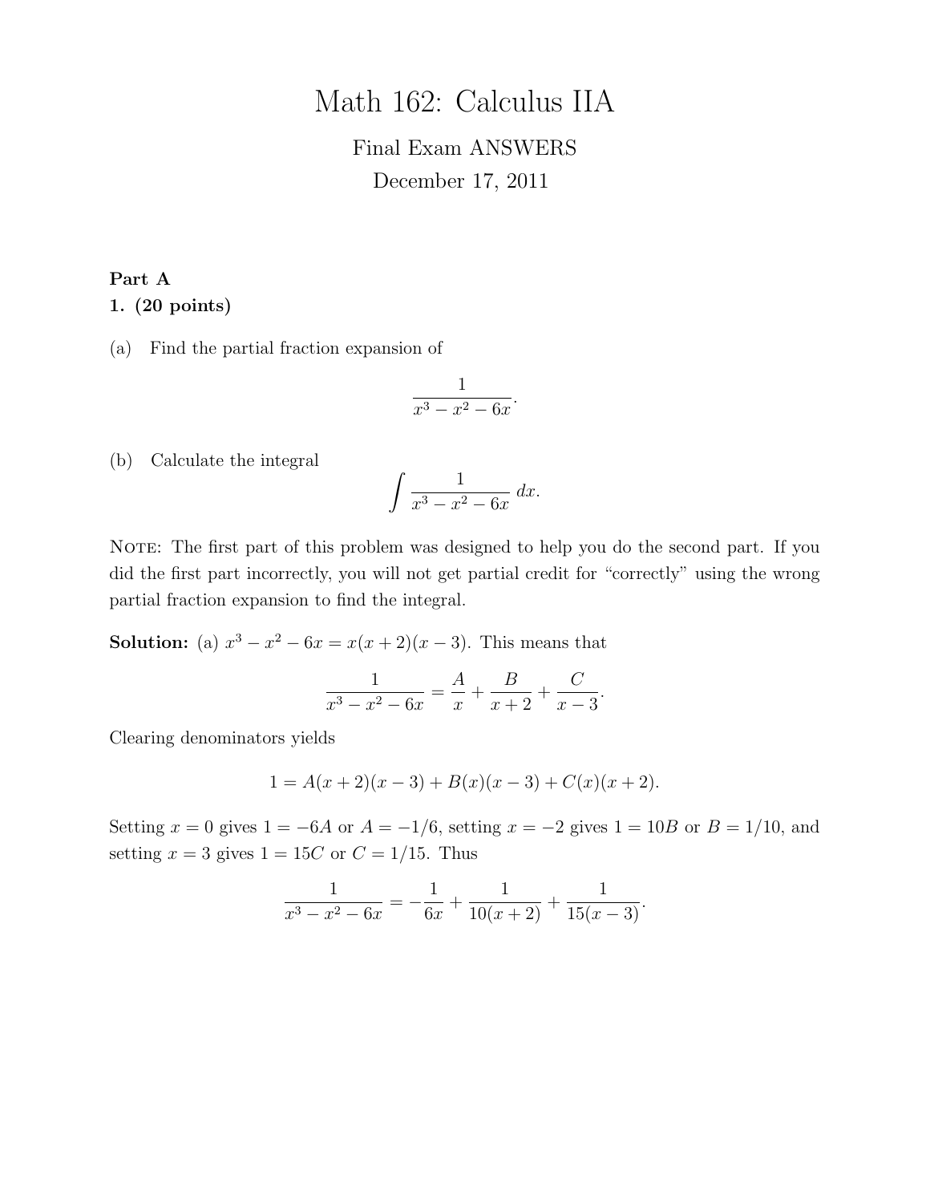# Math 162: Calculus IIA

Final Exam ANSWERS

December 17, 2011

**Part A**

**1. (20 points)**

(a) Find the partial fraction expansion of

$$\frac{1}{x^3 - x^2 - 6x}.$$

(b) Calculate the integral

$$\int \frac{1}{x^3 - x^2 - 6x}\, dx.$$

Note: The first part of this problem was designed to help you do the second part. If you did the first part incorrectly, you will not get partial credit for "correctly" using the wrong partial fraction expansion to find the integral.

**Solution:** (a) $x^3 - x^2 - 6x = x(x+2)(x-3)$. This means that

$$\frac{1}{x^3 - x^2 - 6x} = \frac{A}{x} + \frac{B}{x+2} + \frac{C}{x-3}.$$

Clearing denominators yields

$$1 = A(x+2)(x-3) + B(x)(x-3) + C(x)(x+2).$$

Setting $x = 0$ gives $1 = -6A$ or $A = -1/6$, setting $x = -2$ gives $1 = 10B$ or $B = 1/10$, and setting $x = 3$ gives $1 = 15C$ or $C = 1/15$. Thus

$$\frac{1}{x^3 - x^2 - 6x} = -\frac{1}{6x} + \frac{1}{10(x+2)} + \frac{1}{15(x-3)}.$$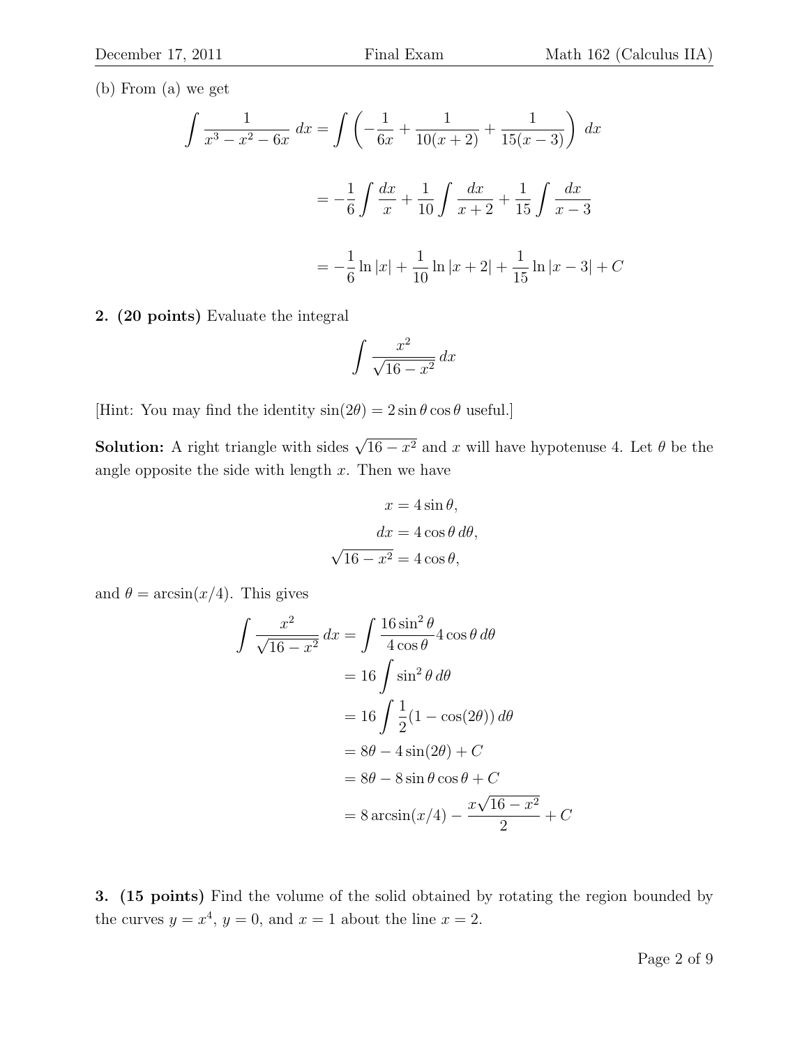(b) From (a) we get

$$\int \frac{1}{x^3 - x^2 - 6x}\, dx = \int \left( -\frac{1}{6x} + \frac{1}{10(x+2)} + \frac{1}{15(x-3)} \right)\, dx$$

$$= -\frac{1}{6}\int \frac{dx}{x} + \frac{1}{10}\int \frac{dx}{x+2} + \frac{1}{15}\int \frac{dx}{x-3}$$

$$= -\frac{1}{6}\ln|x| + \frac{1}{10}\ln|x+2| + \frac{1}{15}\ln|x-3| + C$$

**2. (20 points)** Evaluate the integral

$$\int \frac{x^2}{\sqrt{16 - x^2}}\, dx$$

[Hint: You may find the identity $\sin(2\theta) = 2\sin\theta\cos\theta$ useful.]

**Solution:** A right triangle with sides $\sqrt{16 - x^2}$ and $x$ will have hypotenuse 4. Let $\theta$ be the angle opposite the side with length $x$. Then we have

$$x = 4\sin\theta,$$
$$dx = 4\cos\theta\, d\theta,$$
$$\sqrt{16 - x^2} = 4\cos\theta,$$

and $\theta = \arcsin(x/4)$. This gives

$$\int \frac{x^2}{\sqrt{16 - x^2}}\, dx = \int \frac{16\sin^2\theta}{4\cos\theta} 4\cos\theta\, d\theta$$

$$= 16\int \sin^2\theta\, d\theta$$

$$= 16\int \frac{1}{2}(1 - \cos(2\theta))\, d\theta$$

$$= 8\theta - 4\sin(2\theta) + C$$

$$= 8\theta - 8\sin\theta\cos\theta + C$$

$$= 8\arcsin(x/4) - \frac{x\sqrt{16 - x^2}}{2} + C$$

**3. (15 points)** Find the volume of the solid obtained by rotating the region bounded by the curves $y = x^4$, $y = 0$, and $x = 1$ about the line $x = 2$.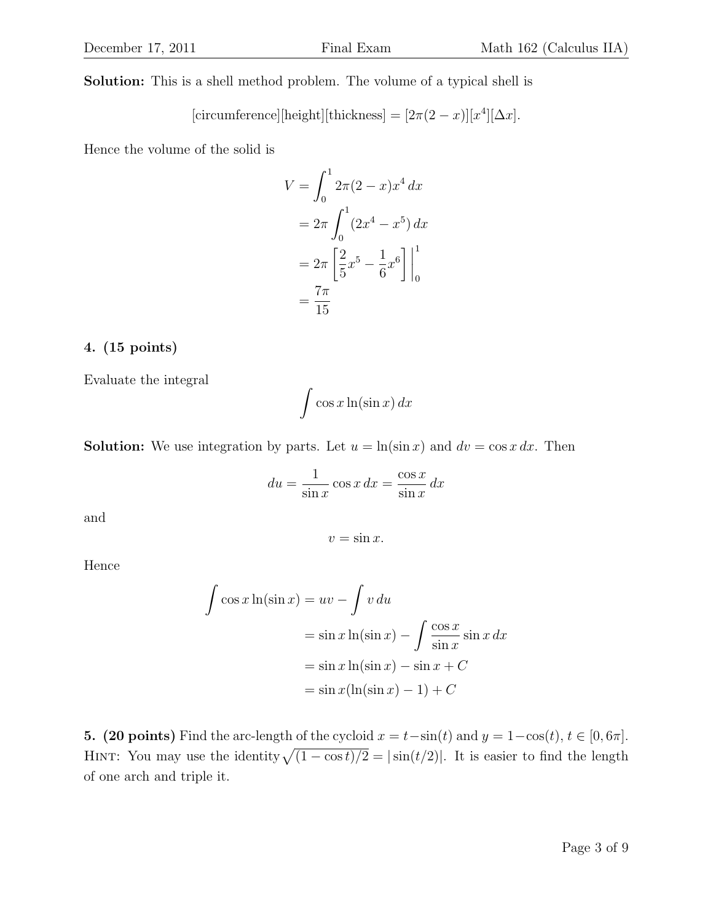**Solution:** This is a shell method problem. The volume of a typical shell is

$$[\text{circumference}][\text{height}][\text{thickness}] = [2\pi(2-x)][x^4][\Delta x].$$

Hence the volume of the solid is

$$\begin{aligned}
V &= \int_0^1 2\pi(2-x)x^4\,dx \\
&= 2\pi \int_0^1 (2x^4 - x^5)\,dx \\
&= 2\pi \left[\frac{2}{5}x^5 - \frac{1}{6}x^6\right]\Bigg|_0^1 \\
&= \frac{7\pi}{15}
\end{aligned}$$

**4. (15 points)**

Evaluate the integral

$$\int \cos x \ln(\sin x)\,dx$$

**Solution:** We use integration by parts. Let $u = \ln(\sin x)$ and $dv = \cos x\,dx$. Then

$$du = \frac{1}{\sin x}\cos x\,dx = \frac{\cos x}{\sin x}\,dx$$

and

$$v = \sin x.$$

Hence

$$\begin{aligned}
\int \cos x \ln(\sin x) &= uv - \int v\,du \\
&= \sin x \ln(\sin x) - \int \frac{\cos x}{\sin x}\sin x\,dx \\
&= \sin x \ln(\sin x) - \sin x + C \\
&= \sin x(\ln(\sin x) - 1) + C
\end{aligned}$$

**5. (20 points)** Find the arc-length of the cycloid $x = t - \sin(t)$ and $y = 1 - \cos(t)$, $t \in [0, 6\pi]$. HINT: You may use the identity $\sqrt{(1-\cos t)/2} = |\sin(t/2)|$. It is easier to find the length of one arch and triple it.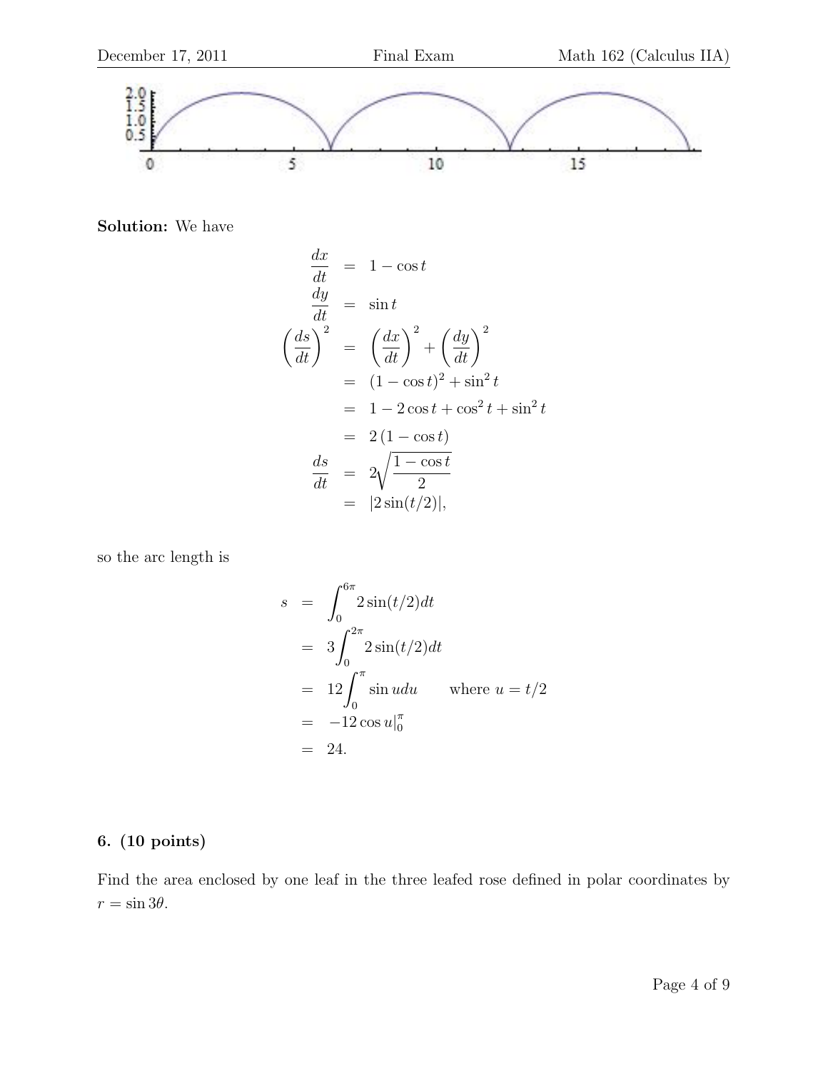**Solution:** We have

$$
\begin{aligned}
\frac{dx}{dt} &= 1-\cos t \\
\frac{dy}{dt} &= \sin t \\
\left(\frac{ds}{dt}\right)^2 &= \left(\frac{dx}{dt}\right)^2 + \left(\frac{dy}{dt}\right)^2 \\
&= (1-\cos t)^2 + \sin^2 t \\
&= 1 - 2\cos t + \cos^2 t + \sin^2 t \\
&= 2\,(1-\cos t) \\
\frac{ds}{dt} &= 2\sqrt{\frac{1-\cos t}{2}} \\
&= |2\sin(t/2)|,
\end{aligned}
$$

so the arc length is

$$
\begin{aligned}
s &= \int_0^{6\pi} 2\sin(t/2)dt \\
&= 3\int_0^{2\pi} 2\sin(t/2)dt \\
&= 12\int_0^{\pi} \sin u du \qquad \text{where } u = t/2 \\
&= -12\cos u|_0^{\pi} \\
&= 24.
\end{aligned}
$$

**6. (10 points)**

Find the area enclosed by one leaf in the three leafed rose defined in polar coordinates by $r = \sin 3\theta$.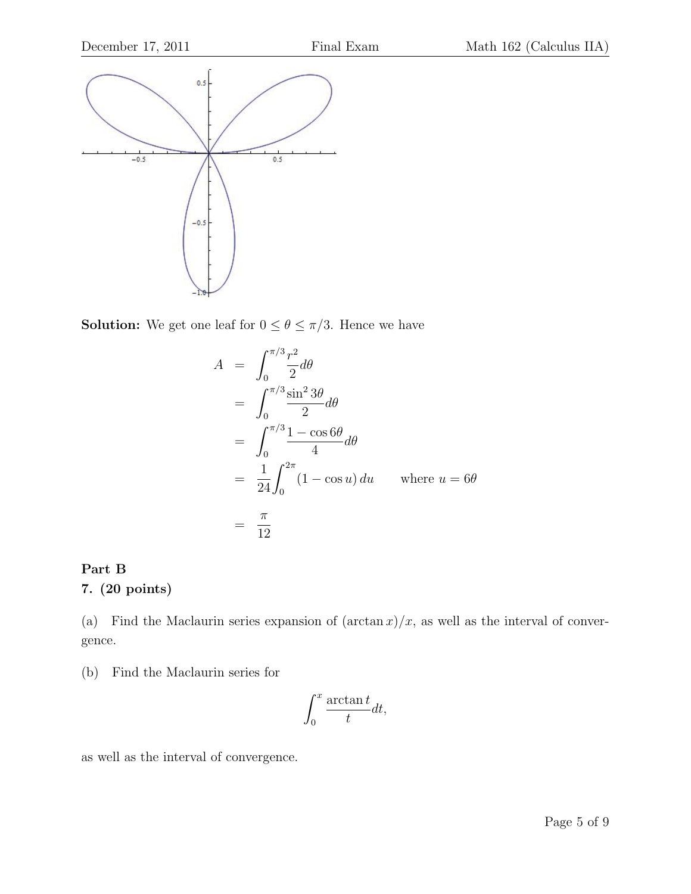**Solution:** We get one leaf for $0 \le \theta \le \pi/3$. Hence we have

$$
\begin{aligned}
A &= \int_0^{\pi/3} \frac{r^2}{2} d\theta \\
&= \int_0^{\pi/3} \frac{\sin^2 3\theta}{2} d\theta \\
&= \int_0^{\pi/3} \frac{1 - \cos 6\theta}{4} d\theta \\
&= \frac{1}{24} \int_0^{2\pi} (1 - \cos u)\, du \qquad \text{where } u = 6\theta \\
&= \frac{\pi}{12}
\end{aligned}
$$

**Part B**

**7. (20 points)**

(a) Find the Maclaurin series expansion of $(\arctan x)/x$, as well as the interval of convergence.

(b) Find the Maclaurin series for

$$\int_0^x \frac{\arctan t}{t} dt,$$

as well as the interval of convergence.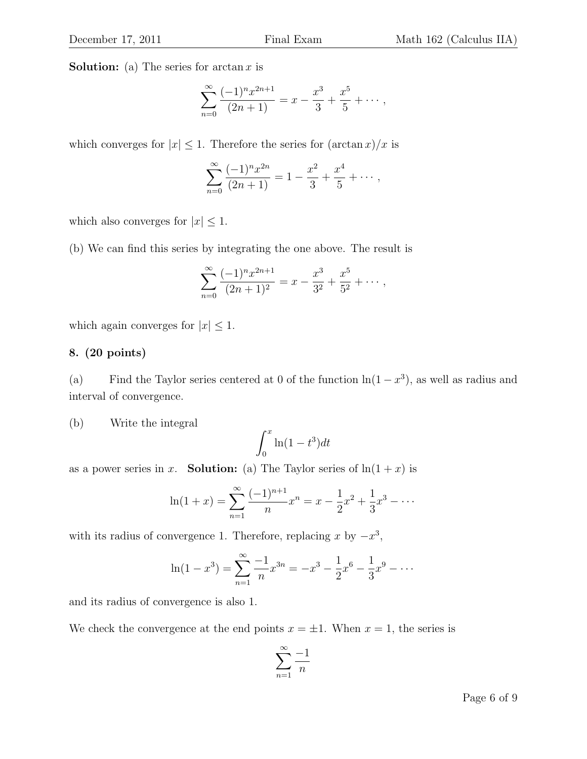**Solution:** (a) The series for $\arctan x$ is

$$\sum_{n=0}^{\infty} \frac{(-1)^n x^{2n+1}}{(2n+1)} = x - \frac{x^3}{3} + \frac{x^5}{5} + \cdots ,$$

which converges for $|x| \leq 1$. Therefore the series for $(\arctan x)/x$ is

$$\sum_{n=0}^{\infty} \frac{(-1)^n x^{2n}}{(2n+1)} = 1 - \frac{x^2}{3} + \frac{x^4}{5} + \cdots ,$$

which also converges for $|x| \leq 1$.

(b) We can find this series by integrating the one above. The result is

$$\sum_{n=0}^{\infty} \frac{(-1)^n x^{2n+1}}{(2n+1)^2} = x - \frac{x^3}{3^2} + \frac{x^5}{5^2} + \cdots ,$$

which again converges for $|x| \leq 1$.

**8. (20 points)**

(a) Find the Taylor series centered at 0 of the function $\ln(1 - x^3)$, as well as radius and interval of convergence.

(b) Write the integral

$$\int_0^x \ln(1 - t^3) dt$$

as a power series in $x$. **Solution:** (a) The Taylor series of $\ln(1 + x)$ is

$$\ln(1 + x) = \sum_{n=1}^{\infty} \frac{(-1)^{n+1}}{n} x^n = x - \frac{1}{2}x^2 + \frac{1}{3}x^3 - \cdots$$

with its radius of convergence 1. Therefore, replacing $x$ by $-x^3$,

$$\ln(1 - x^3) = \sum_{n=1}^{\infty} \frac{-1}{n} x^{3n} = -x^3 - \frac{1}{2}x^6 - \frac{1}{3}x^9 - \cdots$$

and its radius of convergence is also 1.

We check the convergence at the end points $x = \pm 1$. When $x = 1$, the series is

$$\sum_{n=1}^{\infty} \frac{-1}{n}$$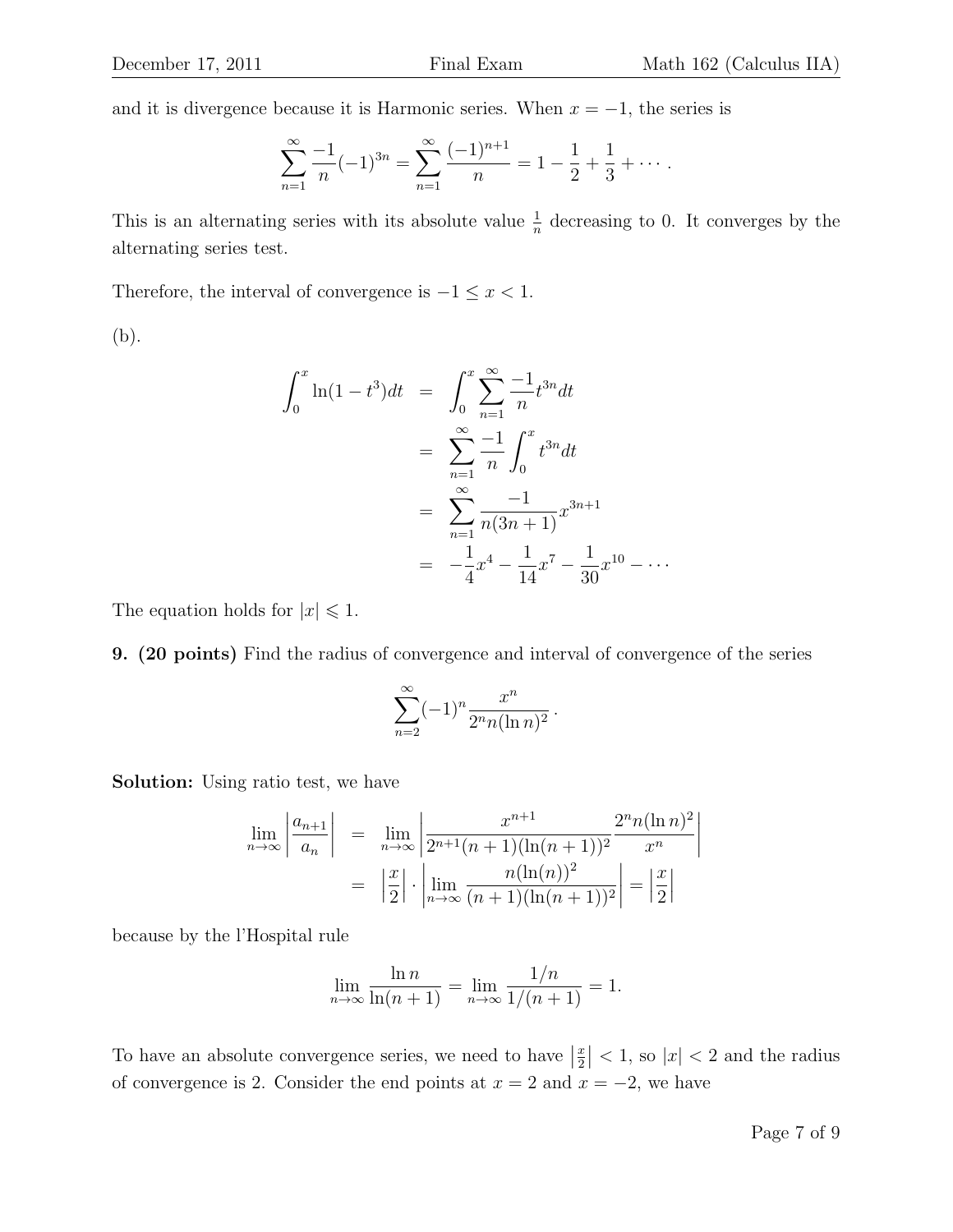and it is divergence because it is Harmonic series. When $x = -1$, the series is

$$\sum_{n=1}^{\infty} \frac{-1}{n}(-1)^{3n} = \sum_{n=1}^{\infty} \frac{(-1)^{n+1}}{n} = 1 - \frac{1}{2} + \frac{1}{3} + \cdots .$$

This is an alternating series with its absolute value $\frac{1}{n}$ decreasing to 0. It converges by the alternating series test.

Therefore, the interval of convergence is $-1 \leq x < 1$.

(b).

$$\begin{aligned}
\int_0^x \ln(1-t^3)dt &= \int_0^x \sum_{n=1}^{\infty} \frac{-1}{n} t^{3n} dt \\
&= \sum_{n=1}^{\infty} \frac{-1}{n} \int_0^x t^{3n} dt \\
&= \sum_{n=1}^{\infty} \frac{-1}{n(3n+1)} x^{3n+1} \\
&= -\frac{1}{4}x^4 - \frac{1}{14}x^7 - \frac{1}{30}x^{10} - \cdots
\end{aligned}$$

The equation holds for $|x| \leqslant 1$.

**9. (20 points)** Find the radius of convergence and interval of convergence of the series

$$\sum_{n=2}^{\infty} (-1)^n \frac{x^n}{2^n n (\ln n)^2} .$$

**Solution:** Using ratio test, we have

$$\begin{aligned}
\lim_{n\to\infty} \left| \frac{a_{n+1}}{a_n} \right| &= \lim_{n\to\infty} \left| \frac{x^{n+1}}{2^{n+1}(n+1)(\ln(n+1))^2} \frac{2^n n (\ln n)^2}{x^n} \right| \\
&= \left| \frac{x}{2} \right| \cdot \left| \lim_{n\to\infty} \frac{n(\ln(n))^2}{(n+1)(\ln(n+1))^2} \right| = \left| \frac{x}{2} \right|
\end{aligned}$$

because by the l'Hospital rule

$$\lim_{n\to\infty} \frac{\ln n}{\ln(n+1)} = \lim_{n\to\infty} \frac{1/n}{1/(n+1)} = 1.$$

To have an absolute convergence series, we need to have $\left|\frac{x}{2}\right| < 1$, so $|x| < 2$ and the radius of convergence is 2. Consider the end points at $x = 2$ and $x = -2$, we have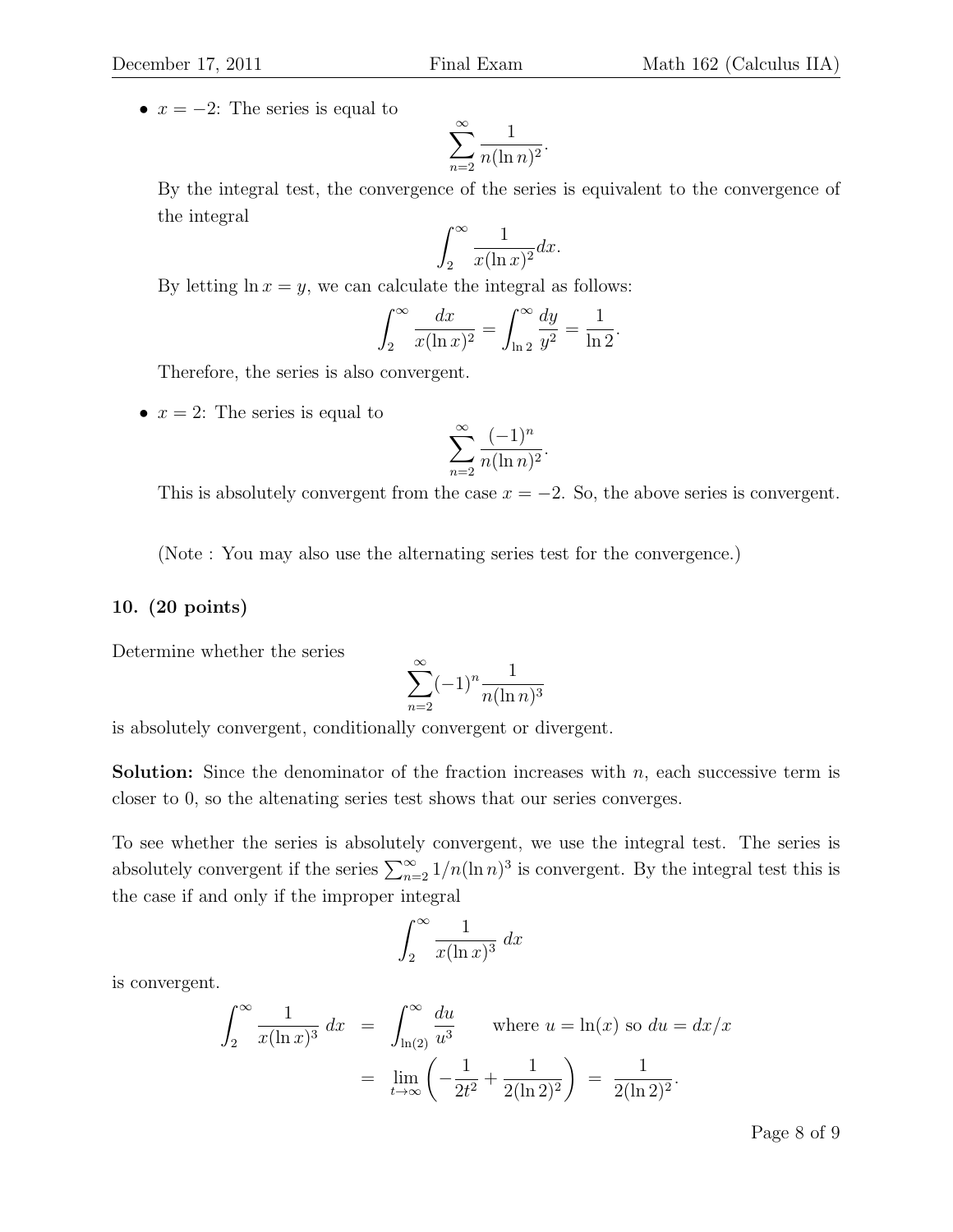- $x = -2$: The series is equal to

$$\sum_{n=2}^{\infty} \frac{1}{n(\ln n)^2}.$$

By the integral test, the convergence of the series is equivalent to the convergence of the integral

$$\int_2^{\infty} \frac{1}{x(\ln x)^2} dx.$$

By letting $\ln x = y$, we can calculate the integral as follows:

$$\int_2^{\infty} \frac{dx}{x(\ln x)^2} = \int_{\ln 2}^{\infty} \frac{dy}{y^2} = \frac{1}{\ln 2}.$$

Therefore, the series is also convergent.

- $x = 2$: The series is equal to

$$\sum_{n=2}^{\infty} \frac{(-1)^n}{n(\ln n)^2}.$$

This is absolutely convergent from the case $x = -2$. So, the above series is convergent.

(Note : You may also use the alternating series test for the convergence.)

**10. (20 points)**

Determine whether the series

$$\sum_{n=2}^{\infty} (-1)^n \frac{1}{n(\ln n)^3}$$

is absolutely convergent, conditionally convergent or divergent.

**Solution:** Since the denominator of the fraction increases with $n$, each successive term is closer to 0, so the altenating series test shows that our series converges.

To see whether the series is absolutely convergent, we use the integral test. The series is absolutely convergent if the series $\sum_{n=2}^{\infty} 1/n(\ln n)^3$ is convergent. By the integral test this is the case if and only if the improper integral

$$\int_2^{\infty} \frac{1}{x(\ln x)^3}\, dx$$

is convergent.

$$\begin{aligned}
\int_2^{\infty} \frac{1}{x(\ln x)^3}\, dx &= \int_{\ln(2)}^{\infty} \frac{du}{u^3} \qquad \text{where } u = \ln(x) \text{ so } du = dx/x \\
&= \lim_{t \to \infty} \left( -\frac{1}{2t^2} + \frac{1}{2(\ln 2)^2} \right) \;=\; \frac{1}{2(\ln 2)^2}.
\end{aligned}$$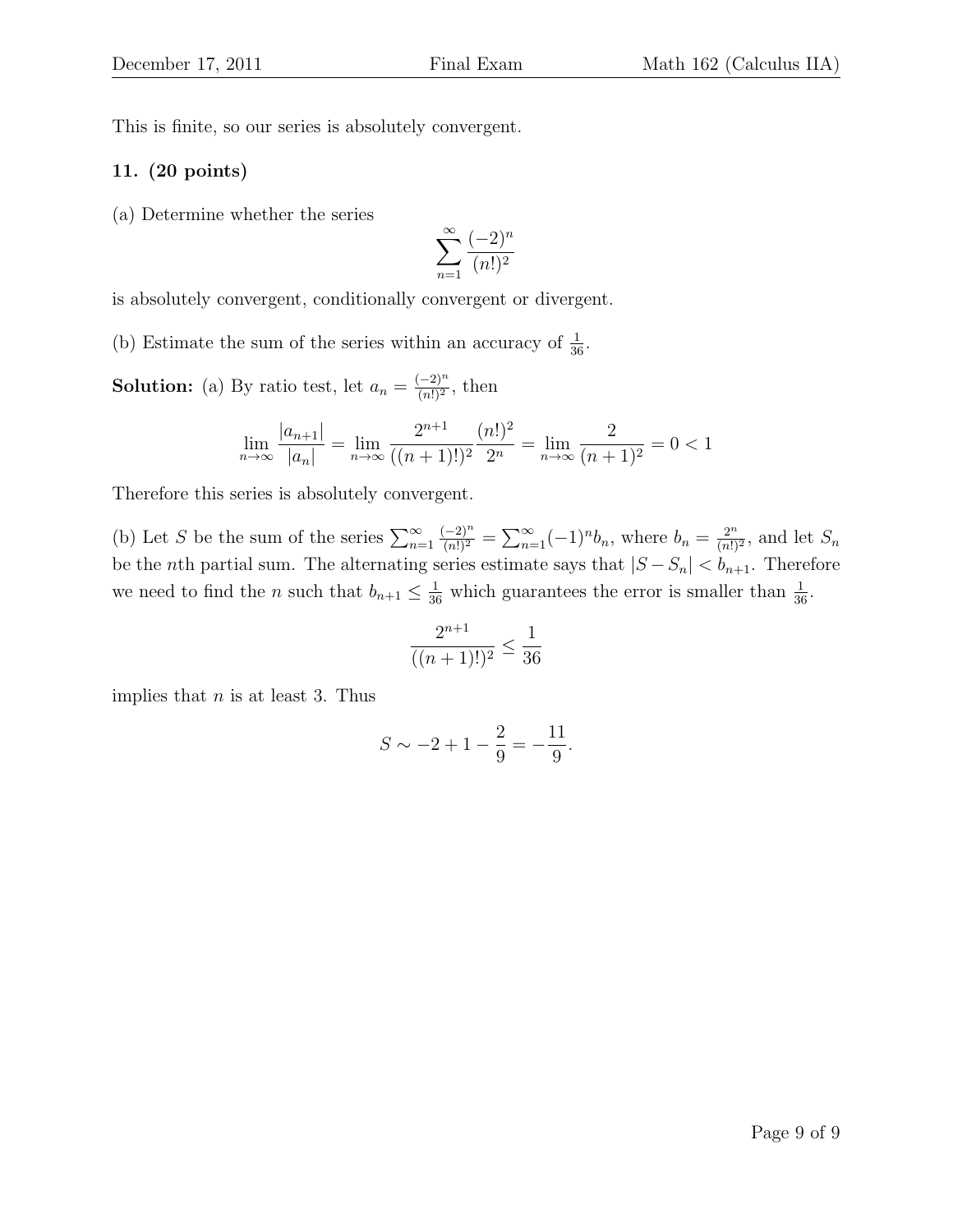This is finite, so our series is absolutely convergent.

**11. (20 points)**

(a) Determine whether the series

$$\sum_{n=1}^{\infty} \frac{(-2)^n}{(n!)^2}$$

is absolutely convergent, conditionally convergent or divergent.

(b) Estimate the sum of the series within an accuracy of $\frac{1}{36}$.

**Solution:** (a) By ratio test, let $a_n = \frac{(-2)^n}{(n!)^2}$, then

$$\lim_{n\to\infty} \frac{|a_{n+1}|}{|a_n|} = \lim_{n\to\infty} \frac{2^{n+1}}{((n+1)!)^2} \frac{(n!)^2}{2^n} = \lim_{n\to\infty} \frac{2}{(n+1)^2} = 0 < 1$$

Therefore this series is absolutely convergent.

(b) Let $S$ be the sum of the series $\sum_{n=1}^{\infty} \frac{(-2)^n}{(n!)^2} = \sum_{n=1}^{\infty} (-1)^n b_n$, where $b_n = \frac{2^n}{(n!)^2}$, and let $S_n$ be the $n$th partial sum. The alternating series estimate says that $|S - S_n| < b_{n+1}$. Therefore we need to find the $n$ such that $b_{n+1} \leq \frac{1}{36}$ which guarantees the error is smaller than $\frac{1}{36}$.

$$\frac{2^{n+1}}{((n+1)!)^2} \leq \frac{1}{36}$$

implies that $n$ is at least 3. Thus

$$S \sim -2 + 1 - \frac{2}{9} = -\frac{11}{9}.$$